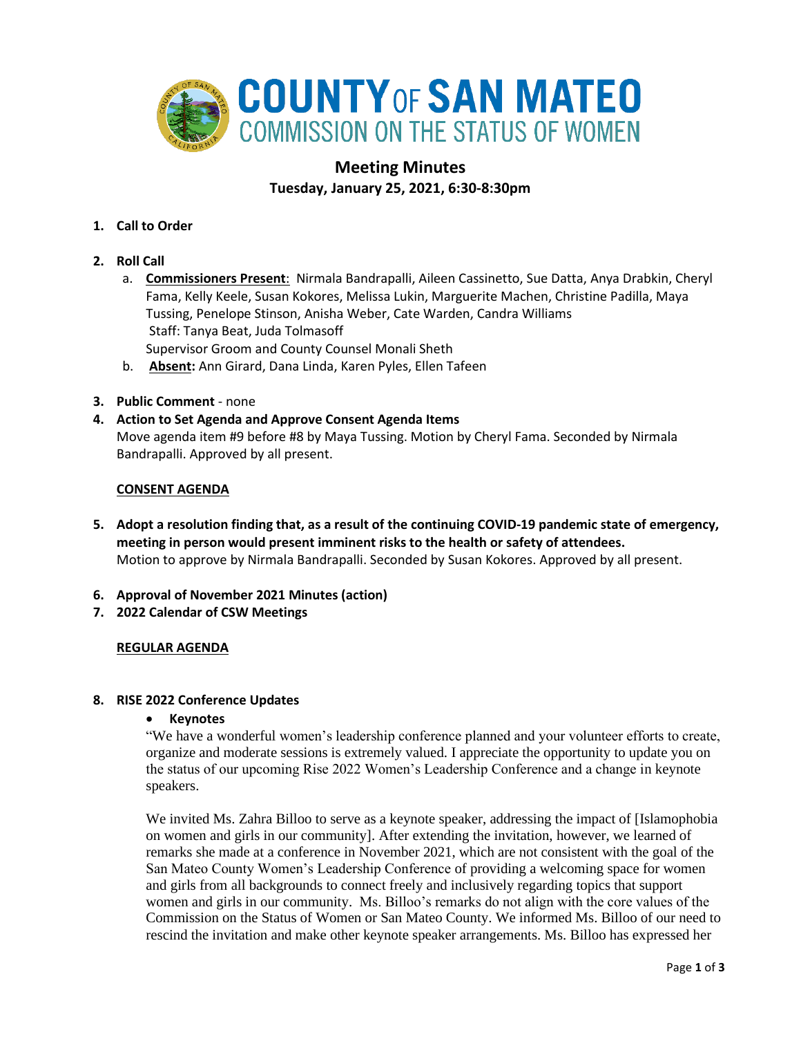# COUNTY OF SAN MATEO
## COMMISSION ON THE STATUS OF WOMEN

## Meeting Minutes
### Tuesday, January 25, 2021, 6:30-8:30pm

1. **Call to Order**

2. **Roll Call**
   a. **Commissioners Present**: Nirmala Bandrapalli, Aileen Cassinetto, Sue Datta, Anya Drabkin, Cheryl Fama, Kelly Keele, Susan Kokores, Melissa Lukin, Marguerite Machen, Christine Padilla, Maya Tussing, Penelope Stinson, Anisha Weber, Cate Warden, Candra Williams
   Staff: Tanya Beat, Juda Tolmasoff
   Supervisor Groom and County Counsel Monali Sheth
   b. **Absent:** Ann Girard, Dana Linda, Karen Pyles, Ellen Tafeen

3. **Public Comment** - none

4. **Action to Set Agenda and Approve Consent Agenda Items**
   Move agenda item #9 before #8 by Maya Tussing. Motion by Cheryl Fama. Seconded by Nirmala Bandrapalli. Approved by all present.

**CONSENT AGENDA**

5. **Adopt a resolution finding that, as a result of the continuing COVID-19 pandemic state of emergency, meeting in person would present imminent risks to the health or safety of attendees.**
   Motion to approve by Nirmala Bandrapalli. Seconded by Susan Kokores. Approved by all present.

6. **Approval of November 2021 Minutes (action)**
7. **2022 Calendar of CSW Meetings**

**REGULAR AGENDA**

8. **RISE 2022 Conference Updates**
   - **Keynotes**

   "We have a wonderful women's leadership conference planned and your volunteer efforts to create, organize and moderate sessions is extremely valued. I appreciate the opportunity to update you on the status of our upcoming Rise 2022 Women's Leadership Conference and a change in keynote speakers.

   We invited Ms. Zahra Billoo to serve as a keynote speaker, addressing the impact of [Islamophobia on women and girls in our community]. After extending the invitation, however, we learned of remarks she made at a conference in November 2021, which are not consistent with the goal of the San Mateo County Women's Leadership Conference of providing a welcoming space for women and girls from all backgrounds to connect freely and inclusively regarding topics that support women and girls in our community. Ms. Billoo's remarks do not align with the core values of the Commission on the Status of Women or San Mateo County. We informed Ms. Billoo of our need to rescind the invitation and make other keynote speaker arrangements. Ms. Billoo has expressed her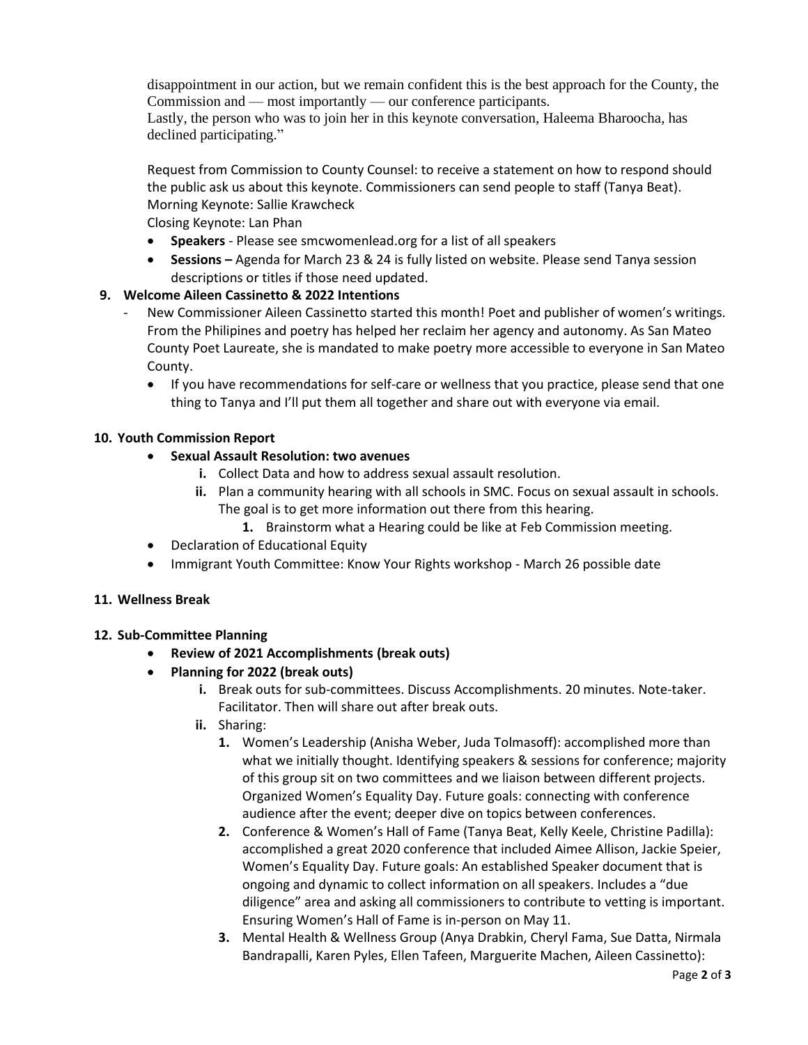disappointment in our action, but we remain confident this is the best approach for the County, the Commission and — most importantly — our conference participants.
Lastly, the person who was to join her in this keynote conversation, Haleema Bharoocha, has declined participating."

Request from Commission to County Counsel: to receive a statement on how to respond should the public ask us about this keynote. Commissioners can send people to staff (Tanya Beat).
Morning Keynote: Sallie Krawcheck
Closing Keynote: Lan Phan

- **Speakers** - Please see smcwomenlead.org for a list of all speakers
- **Sessions –** Agenda for March 23 & 24 is fully listed on website. Please send Tanya session descriptions or titles if those need updated.

**9. Welcome Aileen Cassinetto & 2022 Intentions**

- New Commissioner Aileen Cassinetto started this month! Poet and publisher of women's writings. From the Philipines and poetry has helped her reclaim her agency and autonomy. As San Mateo County Poet Laureate, she is mandated to make poetry more accessible to everyone in San Mateo County.
  - If you have recommendations for self-care or wellness that you practice, please send that one thing to Tanya and I'll put them all together and share out with everyone via email.

**10. Youth Commission Report**

- **Sexual Assault Resolution: two avenues**
  - i. Collect Data and how to address sexual assault resolution.
  - ii. Plan a community hearing with all schools in SMC. Focus on sexual assault in schools. The goal is to get more information out there from this hearing.
    1. Brainstorm what a Hearing could be like at Feb Commission meeting.
- Declaration of Educational Equity
- Immigrant Youth Committee: Know Your Rights workshop - March 26 possible date

**11. Wellness Break**

**12. Sub-Committee Planning**

- **Review of 2021 Accomplishments (break outs)**
- **Planning for 2022 (break outs)**
  - i. Break outs for sub-committees. Discuss Accomplishments. 20 minutes. Note-taker. Facilitator. Then will share out after break outs.
  - ii. Sharing:
    1. Women's Leadership (Anisha Weber, Juda Tolmasoff): accomplished more than what we initially thought. Identifying speakers & sessions for conference; majority of this group sit on two committees and we liaison between different projects. Organized Women's Equality Day. Future goals: connecting with conference audience after the event; deeper dive on topics between conferences.
    2. Conference & Women's Hall of Fame (Tanya Beat, Kelly Keele, Christine Padilla): accomplished a great 2020 conference that included Aimee Allison, Jackie Speier, Women's Equality Day. Future goals: An established Speaker document that is ongoing and dynamic to collect information on all speakers. Includes a "due diligence" area and asking all commissioners to contribute to vetting is important. Ensuring Women's Hall of Fame is in-person on May 11.
    3. Mental Health & Wellness Group (Anya Drabkin, Cheryl Fama, Sue Datta, Nirmala Bandrapalli, Karen Pyles, Ellen Tafeen, Marguerite Machen, Aileen Cassinetto):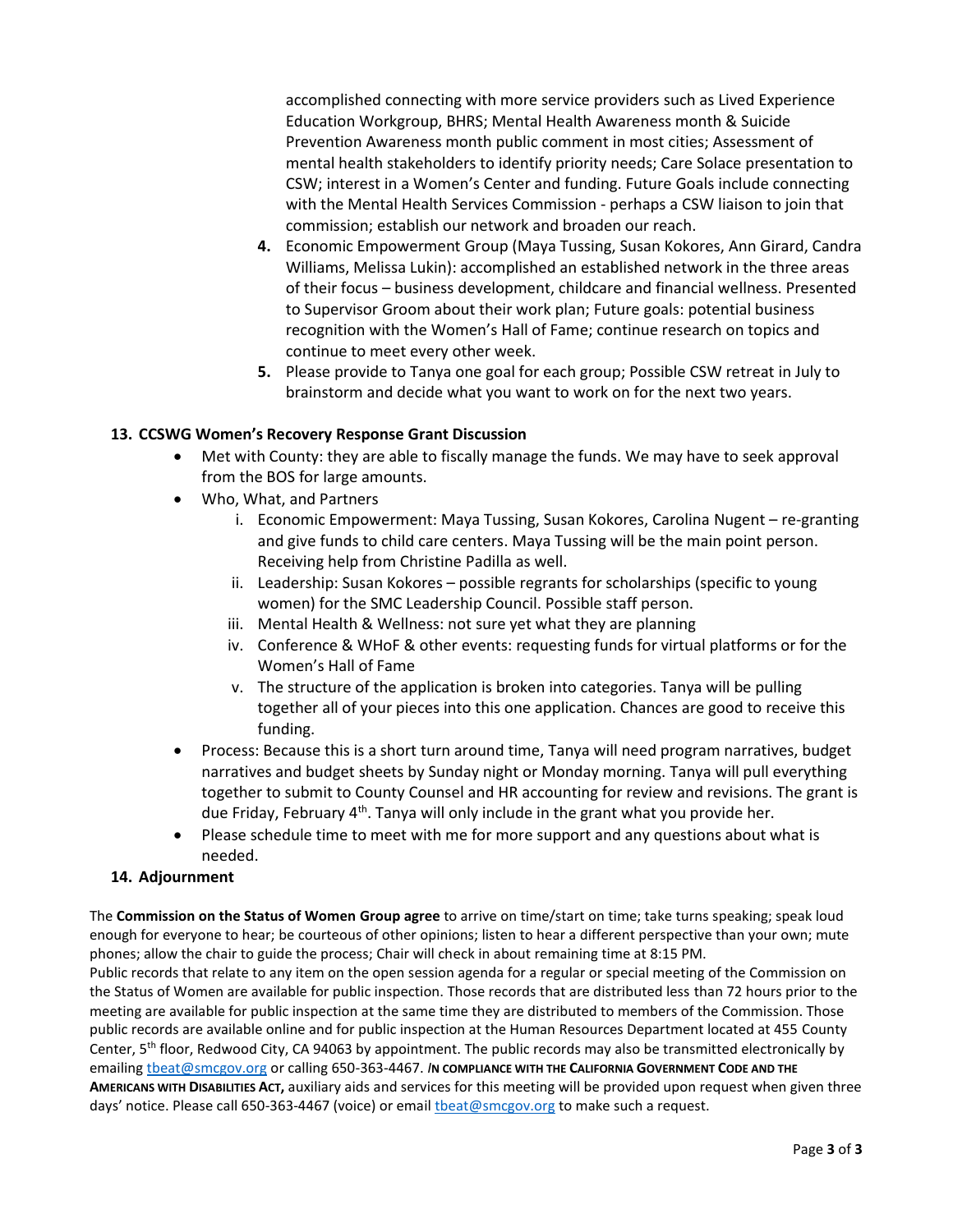accomplished connecting with more service providers such as Lived Experience Education Workgroup, BHRS; Mental Health Awareness month & Suicide Prevention Awareness month public comment in most cities; Assessment of mental health stakeholders to identify priority needs; Care Solace presentation to CSW; interest in a Women's Center and funding. Future Goals include connecting with the Mental Health Services Commission - perhaps a CSW liaison to join that commission; establish our network and broaden our reach.

4. Economic Empowerment Group (Maya Tussing, Susan Kokores, Ann Girard, Candra Williams, Melissa Lukin): accomplished an established network in the three areas of their focus – business development, childcare and financial wellness. Presented to Supervisor Groom about their work plan; Future goals: potential business recognition with the Women's Hall of Fame; continue research on topics and continue to meet every other week.
5. Please provide to Tanya one goal for each group; Possible CSW retreat in July to brainstorm and decide what you want to work on for the next two years.

**13. CCSWG Women's Recovery Response Grant Discussion**

- Met with County: they are able to fiscally manage the funds. We may have to seek approval from the BOS for large amounts.
- Who, What, and Partners
    i. Economic Empowerment: Maya Tussing, Susan Kokores, Carolina Nugent – re-granting and give funds to child care centers. Maya Tussing will be the main point person. Receiving help from Christine Padilla as well.
    ii. Leadership: Susan Kokores – possible regrants for scholarships (specific to young women) for the SMC Leadership Council. Possible staff person.
    iii. Mental Health & Wellness: not sure yet what they are planning
    iv. Conference & WHoF & other events: requesting funds for virtual platforms or for the Women's Hall of Fame
    v. The structure of the application is broken into categories. Tanya will be pulling together all of your pieces into this one application. Chances are good to receive this funding.
- Process: Because this is a short turn around time, Tanya will need program narratives, budget narratives and budget sheets by Sunday night or Monday morning. Tanya will pull everything together to submit to County Counsel and HR accounting for review and revisions. The grant is due Friday, February 4th. Tanya will only include in the grant what you provide her.
- Please schedule time to meet with me for more support and any questions about what is needed.

**14. Adjournment**

The **Commission on the Status of Women Group agree** to arrive on time/start on time; take turns speaking; speak loud enough for everyone to hear; be courteous of other opinions; listen to hear a different perspective than your own; mute phones; allow the chair to guide the process; Chair will check in about remaining time at 8:15 PM.

Public records that relate to any item on the open session agenda for a regular or special meeting of the Commission on the Status of Women are available for public inspection. Those records that are distributed less than 72 hours prior to the meeting are available for public inspection at the same time they are distributed to members of the Commission. Those public records are available online and for public inspection at the Human Resources Department located at 455 County Center, 5th floor, Redwood City, CA 94063 by appointment. The public records may also be transmitted electronically by emailing tbeat@smcgov.org or calling 650-363-4467. *I*N COMPLIANCE WITH THE CALIFORNIA GOVERNMENT CODE AND THE AMERICANS WITH DISABILITIES ACT, auxiliary aids and services for this meeting will be provided upon request when given three days' notice. Please call 650-363-4467 (voice) or email tbeat@smcgov.org to make such a request.